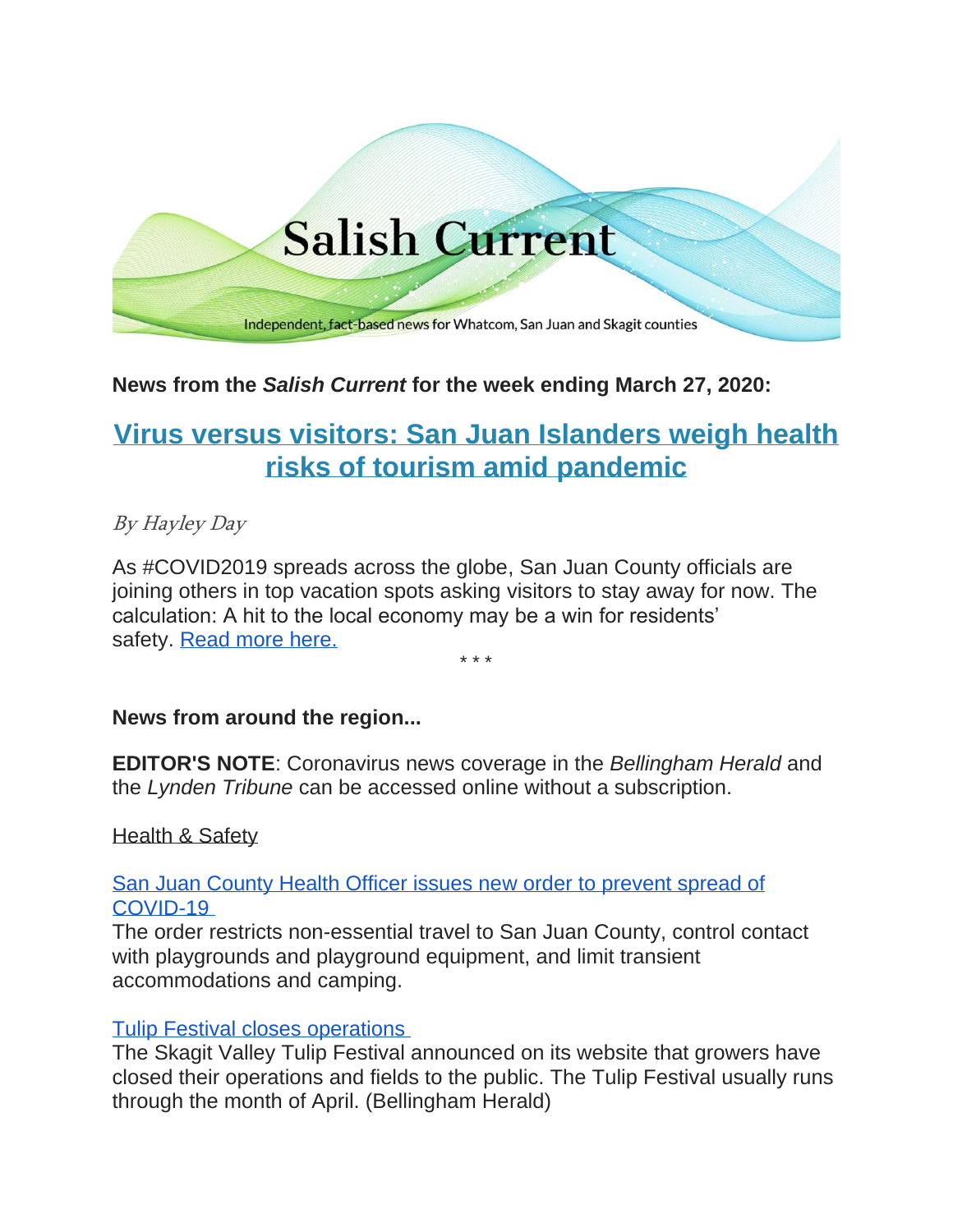# Salish Current

Independent, fact-based news for Whatcom, San Juan and Skagit counties

**News from the *Salish Current* for the week ending March 27, 2020:**

## Virus versus visitors: San Juan Islanders weigh health risks of tourism amid pandemic

*By Hayley Day*

As #COVID2019 spreads across the globe, San Juan County officials are joining others in top vacation spots asking visitors to stay away for now. The calculation: A hit to the local economy may be a win for residents' safety. Read more here.

* * *

**News from around the region...**

**EDITOR'S NOTE**: Coronavirus news coverage in the *Bellingham Herald* and the *Lynden Tribune* can be accessed online without a subscription.

Health & Safety

San Juan County Health Officer issues new order to prevent spread of COVID-19

The order restricts non-essential travel to San Juan County, control contact with playgrounds and playground equipment, and limit transient accommodations and camping.

Tulip Festival closes operations

The Skagit Valley Tulip Festival announced on its website that growers have closed their operations and fields to the public. The Tulip Festival usually runs through the month of April. (Bellingham Herald)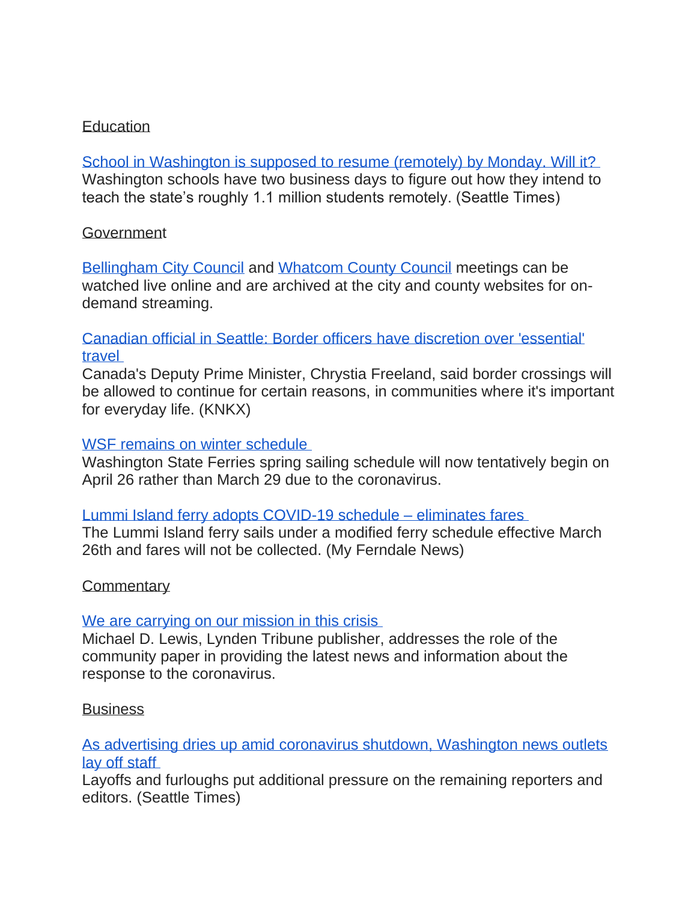Education

School in Washington is supposed to resume (remotely) by Monday. Will it?
Washington schools have two business days to figure out how they intend to teach the state's roughly 1.1 million students remotely. (Seattle Times)

Government

Bellingham City Council and Whatcom County Council meetings can be watched live online and are archived at the city and county websites for on-demand streaming.

Canadian official in Seattle: Border officers have discretion over 'essential' travel
Canada's Deputy Prime Minister, Chrystia Freeland, said border crossings will be allowed to continue for certain reasons, in communities where it's important for everyday life. (KNKX)

WSF remains on winter schedule
Washington State Ferries spring sailing schedule will now tentatively begin on April 26 rather than March 29 due to the coronavirus.

Lummi Island ferry adopts COVID-19 schedule – eliminates fares
The Lummi Island ferry sails under a modified ferry schedule effective March 26th and fares will not be collected. (My Ferndale News)

Commentary

We are carrying on our mission in this crisis
Michael D. Lewis, Lynden Tribune publisher, addresses the role of the community paper in providing the latest news and information about the response to the coronavirus.

Business

As advertising dries up amid coronavirus shutdown, Washington news outlets lay off staff
Layoffs and furloughs put additional pressure on the remaining reporters and editors. (Seattle Times)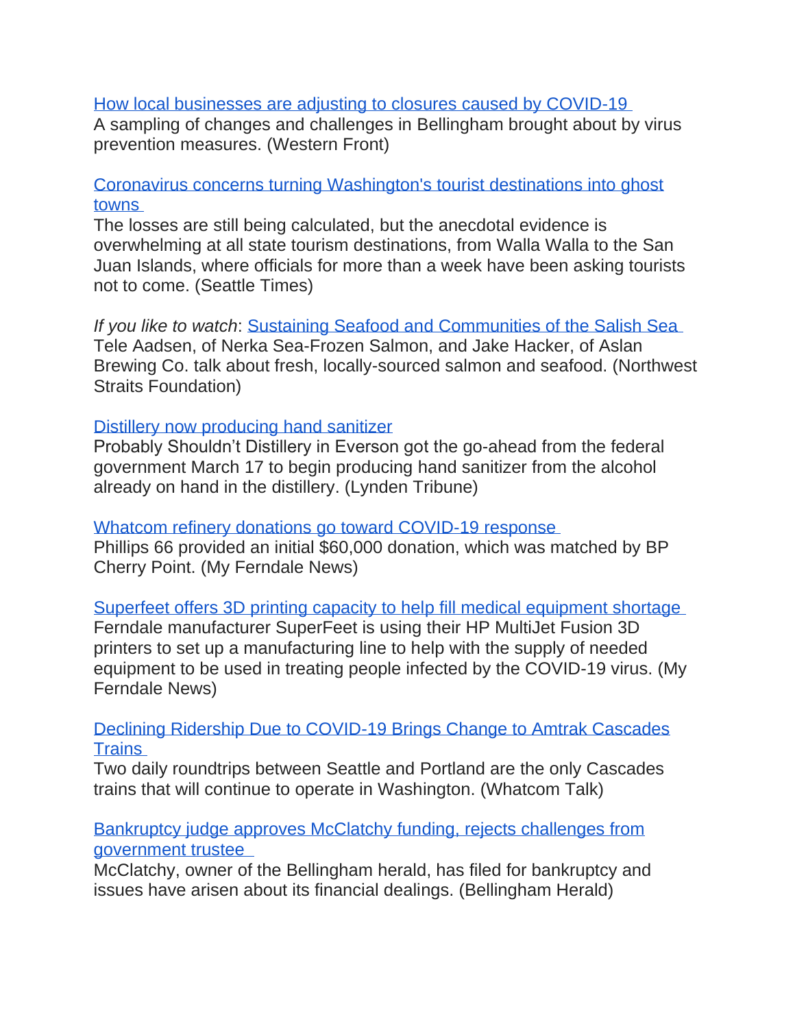How local businesses are adjusting to closures caused by COVID-19
A sampling of changes and challenges in Bellingham brought about by virus prevention measures. (Western Front)

Coronavirus concerns turning Washington's tourist destinations into ghost towns
The losses are still being calculated, but the anecdotal evidence is overwhelming at all state tourism destinations, from Walla Walla to the San Juan Islands, where officials for more than a week have been asking tourists not to come. (Seattle Times)

*If you like to watch*: Sustaining Seafood and Communities of the Salish Sea
Tele Aadsen, of Nerka Sea-Frozen Salmon, and Jake Hacker, of Aslan Brewing Co. talk about fresh, locally-sourced salmon and seafood. (Northwest Straits Foundation)

Distillery now producing hand sanitizer
Probably Shouldn't Distillery in Everson got the go-ahead from the federal government March 17 to begin producing hand sanitizer from the alcohol already on hand in the distillery. (Lynden Tribune)

Whatcom refinery donations go toward COVID-19 response
Phillips 66 provided an initial $60,000 donation, which was matched by BP Cherry Point. (My Ferndale News)

Superfeet offers 3D printing capacity to help fill medical equipment shortage
Ferndale manufacturer SuperFeet is using their HP MultiJet Fusion 3D printers to set up a manufacturing line to help with the supply of needed equipment to be used in treating people infected by the COVID-19 virus. (My Ferndale News)

Declining Ridership Due to COVID-19 Brings Change to Amtrak Cascades Trains
Two daily roundtrips between Seattle and Portland are the only Cascades trains that will continue to operate in Washington. (Whatcom Talk)

Bankruptcy judge approves McClatchy funding, rejects challenges from government trustee
McClatchy, owner of the Bellingham herald, has filed for bankruptcy and issues have arisen about its financial dealings. (Bellingham Herald)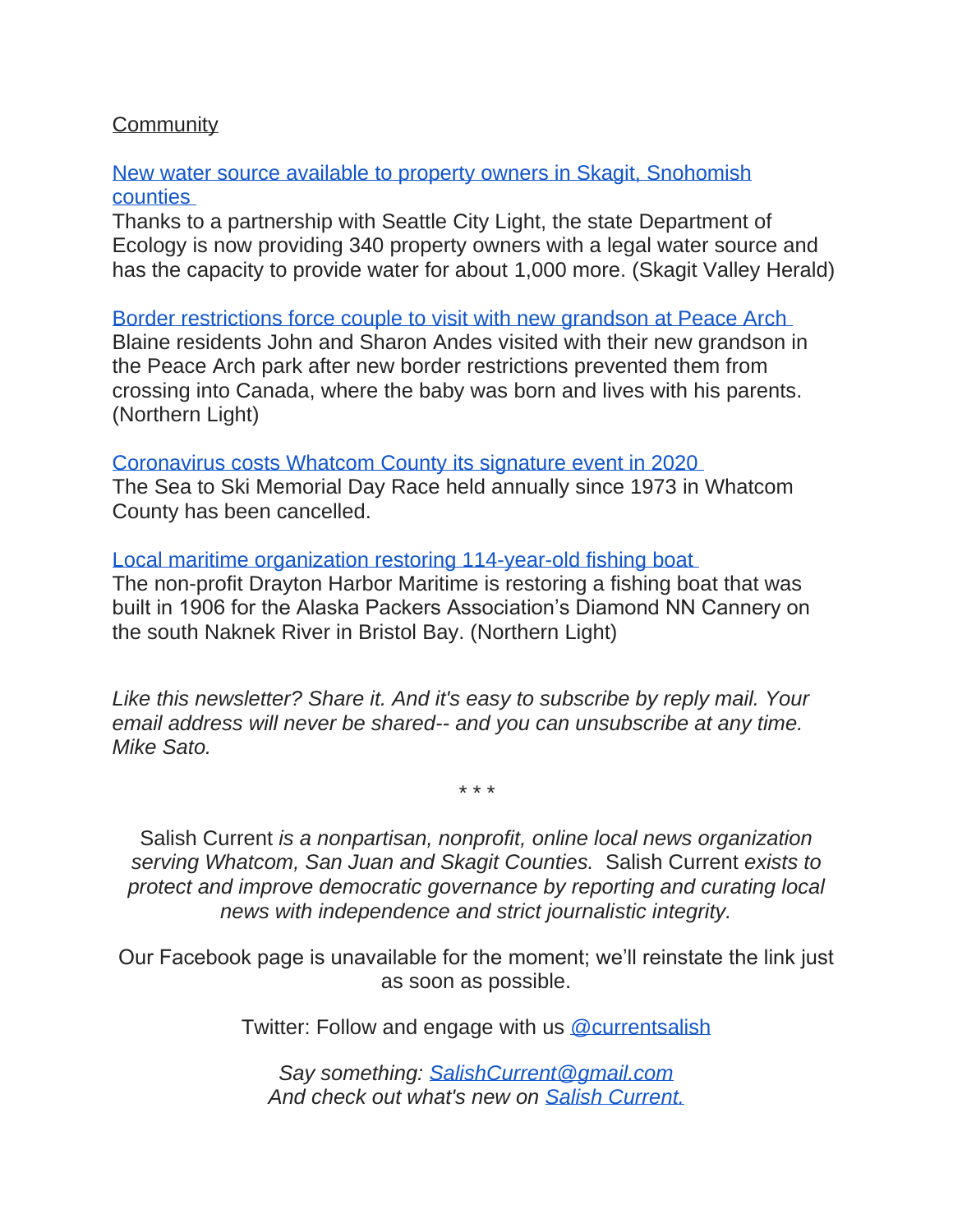Community

[New water source available to property owners in Skagit, Snohomish counties](#)
Thanks to a partnership with Seattle City Light, the state Department of Ecology is now providing 340 property owners with a legal water source and has the capacity to provide water for about 1,000 more. (Skagit Valley Herald)

[Border restrictions force couple to visit with new grandson at Peace Arch](#)
Blaine residents John and Sharon Andes visited with their new grandson in the Peace Arch park after new border restrictions prevented them from crossing into Canada, where the baby was born and lives with his parents. (Northern Light)

[Coronavirus costs Whatcom County its signature event in 2020](#)
The Sea to Ski Memorial Day Race held annually since 1973 in Whatcom County has been cancelled.

[Local maritime organization restoring 114-year-old fishing boat](#)
The non-profit Drayton Harbor Maritime is restoring a fishing boat that was built in 1906 for the Alaska Packers Association's Diamond NN Cannery on the south Naknek River in Bristol Bay. (Northern Light)

*Like this newsletter? Share it. And it's easy to subscribe by reply mail. Your email address will never be shared-- and you can unsubscribe at any time. Mike Sato.*

\* \* \*

Salish Current *is a nonpartisan, nonprofit, online local news organization serving Whatcom, San Juan and Skagit Counties.* Salish Current *exists to protect and improve democratic governance by reporting and curating local news with independence and strict journalistic integrity.*

Our Facebook page is unavailable for the moment; we'll reinstate the link just as soon as possible.

Twitter: Follow and engage with us [@currentsalish](#)

*Say something: [SalishCurrent@gmail.com](mailto:SalishCurrent@gmail.com)*
*And check out what's new on [Salish Current.](#)*